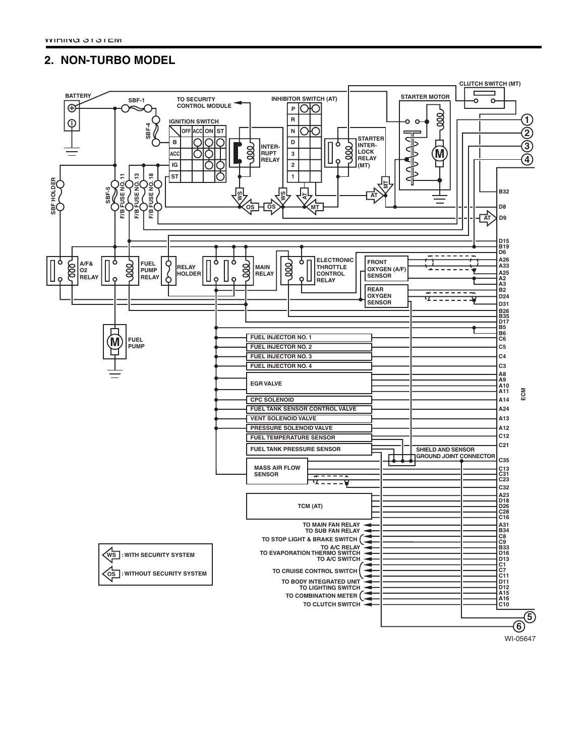## 2. NON-TURBO MODEL

BATTERY

SBF-1

SBF-4

TO SECURITY CONTROL MODULE

INHIBITOR SWITCH (AT)

STARTER MOTOR

CLUTCH SWITCH (MT)

IGNITION SWITCH

| | OFF | ACC | ON | ST |
|---|---|---|---|---|
| B | | | | |
| ACC | | | | |
| IG | | | | |
| ST | | | | |

INTER-RUPT RELAY

STARTER INTER-LOCK RELAY (MT)

P R N D 3 2 1

SBF HOLDER

SBF-5

F/B FUSE NO. 11

F/B FUSE NO. 13

F/B FUSE NO. 18

WS WS AT OS OS MT AT MT AT

A/F& O2 RELAY

FUEL PUMP RELAY

RELAY HOLDER

MAIN RELAY

ELECTRONIC THROTTLE CONTROL RELAY

FRONT OXYGEN (A/F) SENSOR

REAR OXYGEN SENSOR

FUEL PUMP

FUEL INJECTOR NO. 1

FUEL INJECTOR NO. 2

FUEL INJECTOR NO. 3

FUEL INJECTOR NO. 4

EGR VALVE

CPC SOLENOID

FUEL TANK SENSOR CONTROL VALVE

VENT SOLENOID VALVE

PRESSURE SOLENOID VALVE

FUEL TEMPERATURE SENSOR

FUEL TANK PRESSURE SENSOR

SHIELD AND SENSOR GROUND JOINT CONNECTOR

MASS AIR FLOW SENSOR

TCM (AT)

TO MAIN FAN RELAY

TO SUB FAN RELAY

TO STOP LIGHT & BRAKE SWITCH

TO A/C RELAY

TO EVAPORATION THERMO SWITCH

TO A/C SWITCH

TO CRUISE CONTROL SWITCH

TO BODY INTEGRATED UNIT

TO LIGHTING SWITCH

TO COMBINATION METER

TO CLUTCH SWITCH

ECM

B32, D8, D9, D15, B19, D6, A26, A33, A25, A2, A3, B2, D24, D31, B26, B35, D17, B5, B6, C6, C5, C4, C3, A8, A9, A10, A11, A14, A24, A13, A12, C12, C21, C35, C13, C31, C23, C32, A23, D18, D26, C28, C16, A31, B34, C8, C9, B33, D16, D13, C1, C7, C11, D11, D12, A15, A16, C10

1 2 3 4 5 6

WS : WITH SECURITY SYSTEM

OS : WITHOUT SECURITY SYSTEM

WI-05647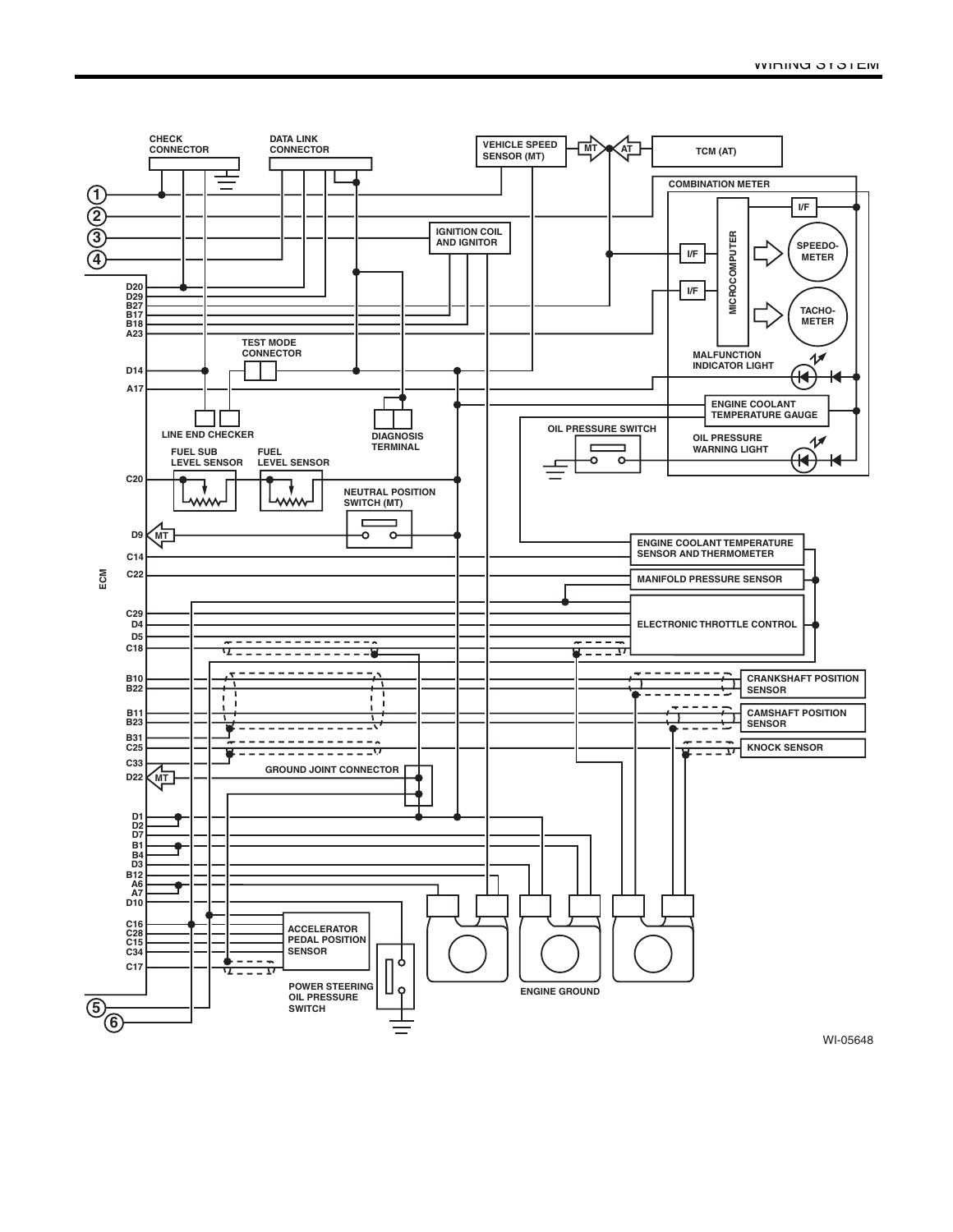CHECK CONNECTOR

DATA LINK CONNECTOR

VEHICLE SPEED SENSOR (MT)

MT

AT

TCM (AT)

COMBINATION METER

I/F

IGNITION COIL AND IGNITOR

I/F

MICROCOMPUTER

SPEEDO-METER

I/F

TACHO-METER

MALFUNCTION INDICATOR LIGHT

ENGINE COOLANT TEMPERATURE GAUGE

OIL PRESSURE SWITCH

OIL PRESSURE WARNING LIGHT

1

2

3

4

D20
D29
B27
B17
B18
A23

TEST MODE CONNECTOR

D14

A17

LINE END CHECKER

DIAGNOSIS TERMINAL

FUEL SUB LEVEL SENSOR

FUEL LEVEL SENSOR

C20

NEUTRAL POSITION SWITCH (MT)

D9 MT

C14

C22

ECM

ENGINE COOLANT TEMPERATURE SENSOR AND THERMOMETER

MANIFOLD PRESSURE SENSOR

C29
D4
D5
C18

ELECTRONIC THROTTLE CONTROL

B10
B22

CRANKSHAFT POSITION SENSOR

B11
B23

CAMSHAFT POSITION SENSOR

B31
C25

KNOCK SENSOR

C33

D22 MT

GROUND JOINT CONNECTOR

D1
D2
D7
B1
B4
D3
B12
A6
A7
D10

C16
C28
C15
C34

ACCELERATOR PEDAL POSITION SENSOR

C17

POWER STEERING OIL PRESSURE SWITCH

ENGINE GROUND

5

6

WI-05648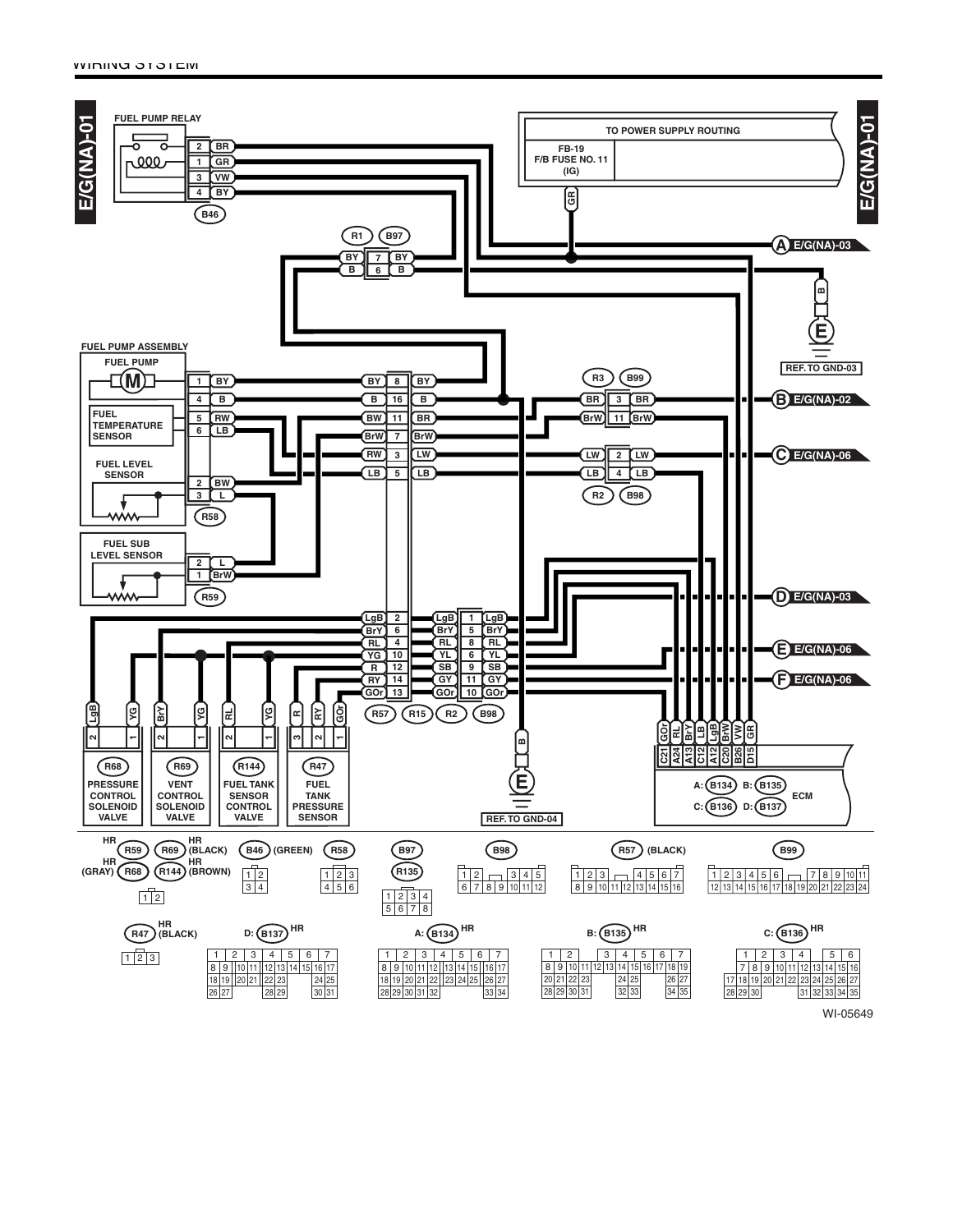## E/G(NA)-01

**FUEL PUMP RELAY** (B46)

| Pin | Wire |
|---|---|
| 2 | BR |
| 1 | GR |
| 3 | VW |
| 4 | BY |

**TO POWER SUPPLY ROUTING**

FB-19 F/B FUSE NO. 11 (IG) — GR

Connector R1 / B97:

| R1 | Pin | B97 |
|---|---|---|
| BY | 7 | BY |
| B | 6 | B |

**FUEL PUMP ASSEMBLY** (R58)

- FUEL PUMP (M): 1 BY, 4 B
- FUEL TEMPERATURE SENSOR: 5 RW, 6 LB
- FUEL LEVEL SENSOR: 2 BW, 3 L

**FUEL SUB LEVEL SENSOR** (R59): 2 L, 1 BrW

Connector R57 / R15:

| R57 | Pin | R15 |
|---|---|---|
| BY | 8 | BY |
| B | 16 | B |
| BW | 11 | BR |
| BrW | 7 | BrW |
| RW | 3 | LW |
| LB | 5 | LB |
| LgB | 2 | LgB |
| BrY | 6 | BrY |
| RL | 4 | RL |
| YG | 10 | YL |
| R | 12 | SB |
| RY | 14 | GY |
| GOr | 13 | GOr |

Connector R2 / B98:

| R2 | Pin | B98 |
|---|---|---|
| LgB | 1 | LgB |
| BrY | 5 | BrY |
| RL | 8 | RL |
| YL | 6 | YL |
| SB | 9 | SB |
| GY | 11 | GY |
| GOr | 10 | GOr |
| LW | 2 | LW |
| LB | 4 | LB |

Connector R3 / B99:

| R3 | Pin | B99 |
|---|---|---|
| BR | 3 | BR |
| BrW | 11 | BrW |

- A: E/G(NA)-03
- B: E/G(NA)-02
- C: E/G(NA)-06
- D: E/G(NA)-03
- E: E/G(NA)-06
- F: E/G(NA)-06

REF. TO GND-03 (B)

REF. TO GND-04 (B)

- R68 PRESSURE CONTROL SOLENOID VALVE: 2 LgB, 1 YG
- R69 VENT CONTROL SOLENOID VALVE: 2 BrY, 1 YG
- R144 FUEL TANK SENSOR CONTROL VALVE: 2 RL, 1 YG
- R47 FUEL TANK PRESSURE SENSOR: 3 R, 2 RY, 1 GOr

**ECM** — A: B134, B: B135, C: B136, D: B137

| Terminal | C21 | A24 | A13 | C12 | A12 | C20 | B26 | D15 |
|---|---|---|---|---|---|---|---|---|
| Wire | GOr | RL | BrY | LB | LgB | BrW | VW | GR |

Connector legend:

- R59 (HR), R69 (HR, BLACK), R68 (HR, GRAY), R144 (HR, BROWN): 1 2
- B46 (GREEN): 1 2 / 3 4
- R58: 1 2 3 / 4 5 6
- B97, R135: 1 2 3 4 / 5 6 7 8
- B98: 1 2 3 4 5 / 6 7 8 9 10 11 12
- R57 (BLACK): 1 2 3 4 5 6 7 / 8 9 10 11 12 13 14 15 16
- B99: 1 2 3 4 5 6 7 8 9 10 11 / 12 13 14 15 16 17 18 19 20 21 22 23 24
- R47 (HR, BLACK): 1 2 3
- D: B137 (HR): 1–31
- A: B134 (HR): 1–34
- B: B135 (HR): 1–35
- C: B136 (HR): 1–35

WI-05649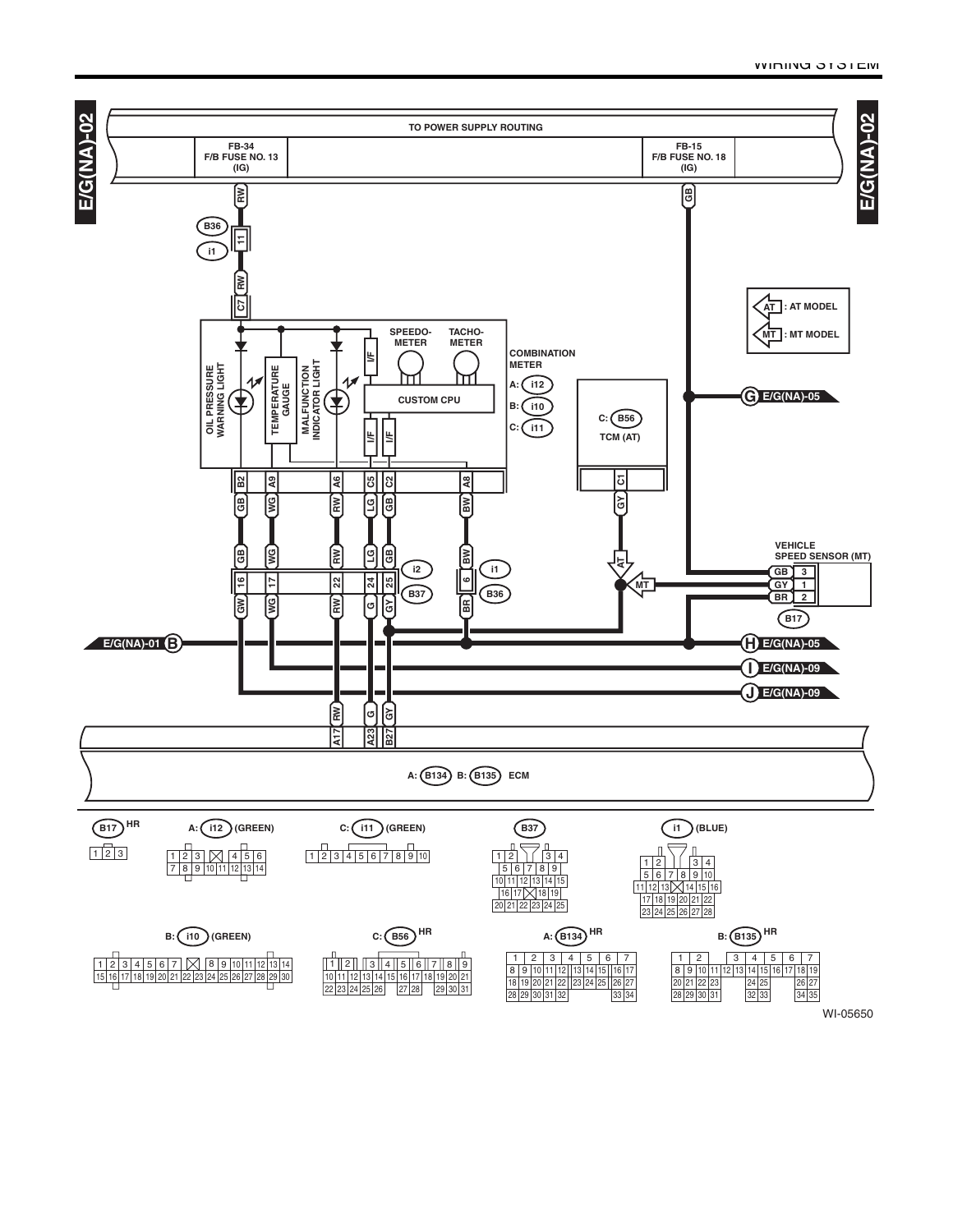# E/G(NA)-02

TO POWER SUPPLY ROUTING

FB-34
F/B FUSE NO. 13
(IG)

FB-15
F/B FUSE NO. 18
(IG)

COMBINATION METER

A: i12

B: i10

C: i11

OIL PRESSURE WARNING LIGHT

TEMPERATURE GAUGE

MALFUNCTION INDICATOR LIGHT

SPEEDO-METER

TACHO-METER

CUSTOM CPU

C: B56

TCM (AT)

AT : AT MODEL

MT : MT MODEL

VEHICLE SPEED SENSOR (MT)

E/G(NA)-05

E/G(NA)-01

E/G(NA)-09

A: B134 B: B135 ECM

B17 HR

| 1 | 2 | 3 |
|---|---|---|

A: i12 (GREEN)

| 1 | 2 | 3 | ☒ | 4 | 5 | 6 |
|---|---|---|---|---|---|---|
| 7 | 8 | 9 | 10 | 11 | 12 | 13 | 14 |

C: i11 (GREEN)

| 1 | 2 | 3 | 4 | 5 | 6 | 7 | 8 | 9 | 10 |
|---|---|---|---|---|---|---|---|---|---|

B37

| 1 | 2 | | 3 | 4 |
|---|---|---|---|---|
| 5 | 6 | 7 | 8 | 9 |
| 10 | 11 | 12 | 13 | 14 | 15 |
| 16 | 17 | ☒ | 18 | 19 |
| 20 | 21 | 22 | 23 | 24 | 25 |

i1 (BLUE)

| 1 | 2 | | 3 | 4 |
|---|---|---|---|---|
| 5 | 6 | 7 | 8 | 9 | 10 |
| 11 | 12 | 13 | ☒ | 14 | 15 | 16 |
| 17 | 18 | 19 | 20 | 21 | 22 |
| 23 | 24 | 25 | 26 | 27 | 28 |

B: i10 (GREEN)

| 1 | 2 | 3 | 4 | 5 | 6 | 7 | ☒ | 8 | 9 | 10 | 11 | 12 | 13 | 14 |
|---|---|---|---|---|---|---|---|---|---|---|---|---|---|---|
| 15 | 16 | 17 | 18 | 19 | 20 | 21 | 22 | 23 | 24 | 25 | 26 | 27 | 28 | 29 | 30 |

C: B56 HR

| 1 | 2 | 3 | 4 | 5 | 6 | 7 | 8 | 9 |
|---|---|---|---|---|---|---|---|---|
| 10 | 11 | 12 | 13 | 14 | 15 | 16 | 17 | 18 | 19 | 20 | 21 |
| 22 | 23 | 24 | 25 | 26 | 27 | 28 | 29 | 30 | 31 |

A: B134 HR

| 1 | 2 | 3 | 4 | 5 | 6 | 7 |
|---|---|---|---|---|---|---|
| 8 | 9 | 10 | 11 | 12 | 13 | 14 | 15 | 16 | 17 |
| 18 | 19 | 20 | 21 | 22 | 23 | 24 | 25 | 26 | 27 |
| 28 | 29 | 30 | 31 | 32 | 33 | 34 |

B: B135 HR

| 1 | 2 | 3 | 4 | 5 | 6 | 7 |
|---|---|---|---|---|---|---|
| 8 | 9 | 10 | 11 | 12 | 13 | 14 | 15 | 16 | 17 | 18 | 19 |
| 20 | 21 | 22 | 23 | 24 | 25 | 26 | 27 |
| 28 | 29 | 30 | 31 | 32 | 33 | 34 | 35 |

WI-05650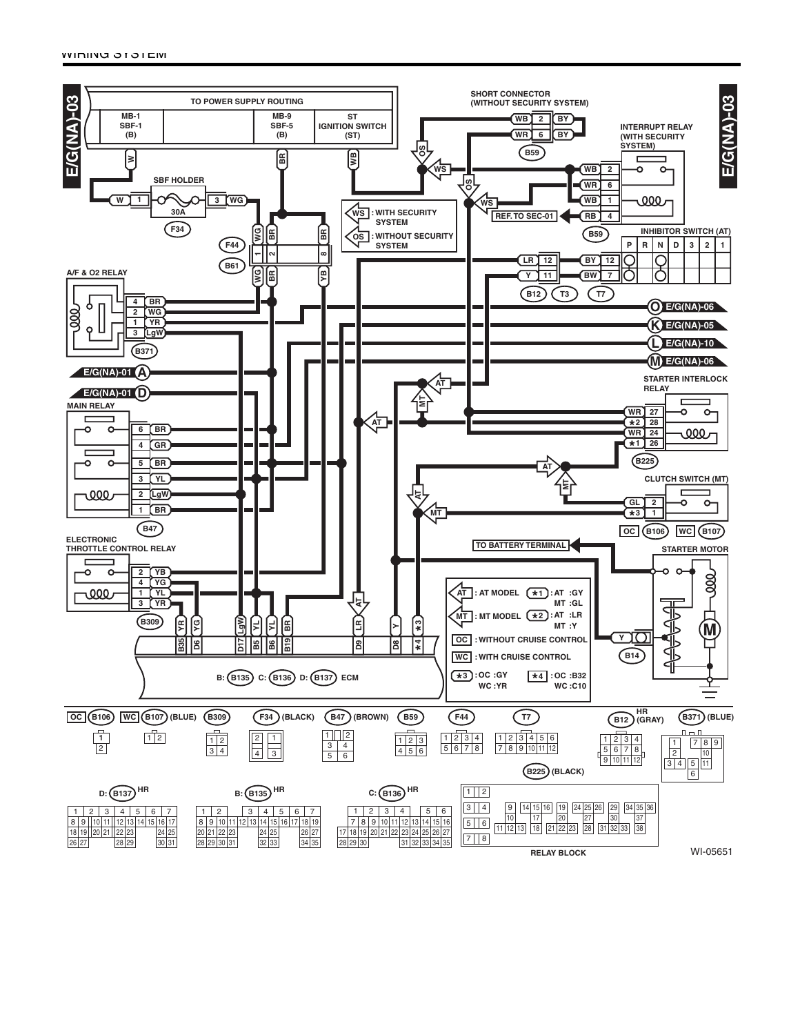WIRING SYSTEM

# E/G(NA)-03

TO POWER SUPPLY ROUTING

| MB-1 SBF-1 (B) | MB-9 SBF-5 (B) | ST IGNITION SWITCH (ST) |
|---|---|---|

SBF HOLDER

30A

F34

SHORT CONNECTOR (WITHOUT SECURITY SYSTEM)

INTERRUPT RELAY (WITH SECURITY SYSTEM)

WS : WITH SECURITY SYSTEM

OS : WITHOUT SECURITY SYSTEM

REF. TO SEC-01

INHIBITOR SWITCH (AT)

| P | R | N | D | 3 | 2 | 1 |
|---|---|---|---|---|---|---|

A/F & O2 RELAY

E/G(NA)-06, E/G(NA)-05, E/G(NA)-10, E/G(NA)-06

E/G(NA)-01, E/G(NA)-01

STARTER INTERLOCK RELAY

MAIN RELAY

CLUTCH SWITCH (MT)

ELECTRONIC THROTTLE CONTROL RELAY

TO BATTERY TERMINAL

STARTER MOTOR

B: (B135) C: (B136) D: (B137) ECM

- AT : AT MODEL
- MT : MT MODEL
- ★1 : AT :GY / MT :GL
- ★2 : AT :LR / MT :Y
- OC : WITHOUT CRUISE CONTROL
- WC : WITH CRUISE CONTROL
- ★3 : OC :GY / WC :YR
- ★4 : OC :B32 / WC :C10

OC (B106) WC (B107) (BLUE), (B309), (F34) (BLACK), (B47) (BROWN), (B59), (F44), (T7), (B12) HR (GRAY), (B371) (BLUE), (B225) (BLACK)

D: (B137) HR, B: (B135) HR, C: (B136) HR

RELAY BLOCK

WI-05651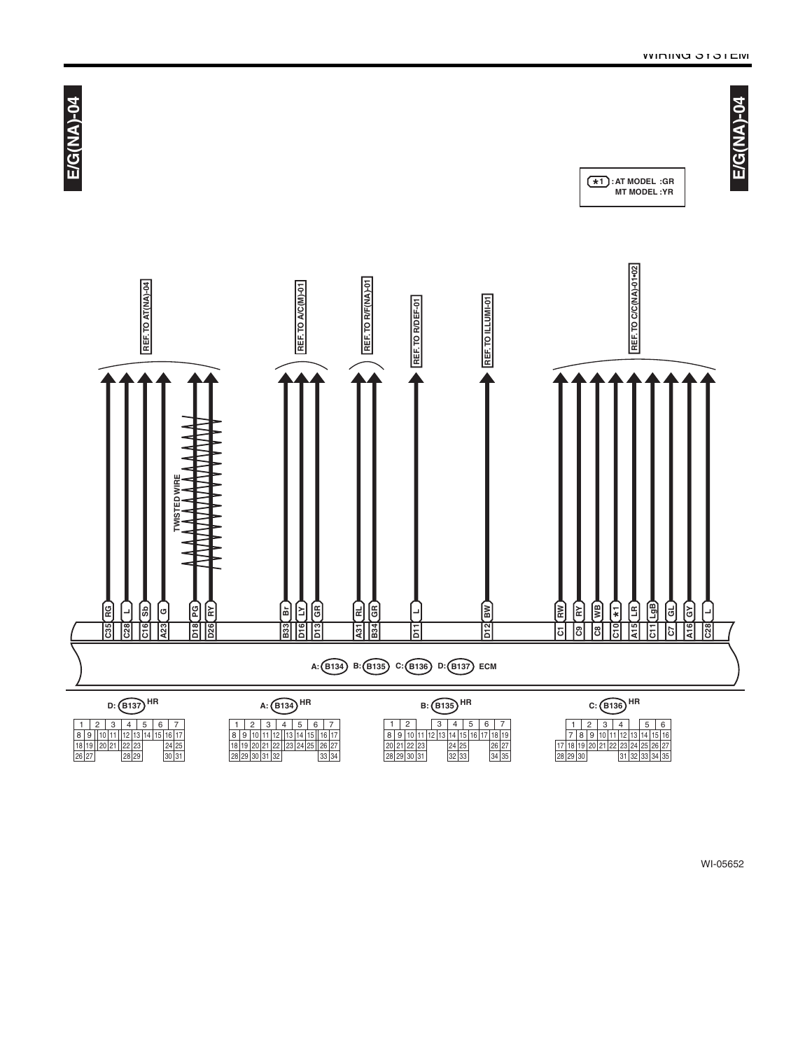# E/G(NA)-04

| ★1 | : AT MODEL : GR |
|---|---|
| | MT MODEL : YR |

REF. TO AT(NA)-04

REF. TO A/C(M)-01

REF. TO R/F(NA)-01

REF. TO R/DEF-01

REF. TO ILLUMI-01

REF. TO C/C(NA)-01•02

TWISTED WIRE

| Terminal | Wire color | Destination |
|---|---|---|
| C35 | RG | REF. TO AT(NA)-04 |
| C28 | L | REF. TO AT(NA)-04 |
| C16 | Sb | REF. TO AT(NA)-04 |
| A23 | G | REF. TO AT(NA)-04 |
| D18 | PG | REF. TO AT(NA)-04 (TWISTED WIRE) |
| D26 | RY | REF. TO AT(NA)-04 (TWISTED WIRE) |
| B33 | Br | REF. TO A/C(M)-01 |
| D16 | LY | REF. TO A/C(M)-01 |
| D13 | GR | REF. TO A/C(M)-01 |
| A31 | RL | REF. TO R/F(NA)-01 |
| B34 | GR | REF. TO R/F(NA)-01 |
| D11 | L | REF. TO R/DEF-01 |
| D12 | BW | REF. TO ILLUMI-01 |
| C1 | RW | REF. TO C/C(NA)-01•02 |
| C9 | RY | REF. TO C/C(NA)-01•02 |
| C8 | WB | REF. TO C/C(NA)-01•02 |
| C10 | ★1 | REF. TO C/C(NA)-01•02 |
| A15 | LR | REF. TO C/C(NA)-01•02 |
| C11 | LgB | REF. TO C/C(NA)-01•02 |
| C7 | GL | REF. TO C/C(NA)-01•02 |
| A16 | GY | REF. TO C/C(NA)-01•02 |
| C28 | L | REF. TO C/C(NA)-01•02 |

A: B134 B: B135 C: B136 D: B137 ECM

D: B137 HR

| 1 | 2 | 3 | 4 | 5 | 6 | 7 |
|---|---|---|---|---|---|---|
| 8 9 | 10 11 | 12 13 | 14 15 | 16 17 | | |
| 18 19 | 20 21 | 22 23 | | 24 25 | | |
| 26 27 | | 28 29 | | 30 31 | | |

A: B134 HR

| 1 | 2 | 3 | 4 | 5 | 6 | 7 |
|---|---|---|---|---|---|---|
| 8 9 | 10 11 12 | 13 14 15 | 16 17 | | | |
| 18 19 | 20 21 22 | 23 24 25 | 26 27 | | | |
| 28 29 | 30 31 32 | | 33 34 | | | |

B: B135 HR

| 1 | 2 | 3 | 4 | 5 | 6 | 7 |
|---|---|---|---|---|---|---|
| 8 9 | 10 11 | 12 13 | 14 15 | 16 17 | 18 19 | |
| 20 21 | 22 23 | | 24 25 | | 26 27 | |
| 28 29 | 30 31 | | 32 33 | | 34 35 | |

C: B136 HR

| 1 | 2 | 3 | 4 | 5 | 6 |
|---|---|---|---|---|---|
| 7 8 | 9 10 | 11 12 | 13 14 | 15 16 | |
| 17 18 19 | 20 21 | 22 23 | 24 25 | 26 27 | |
| 28 29 30 | | 31 32 | 33 34 | 35 | |

WI-05652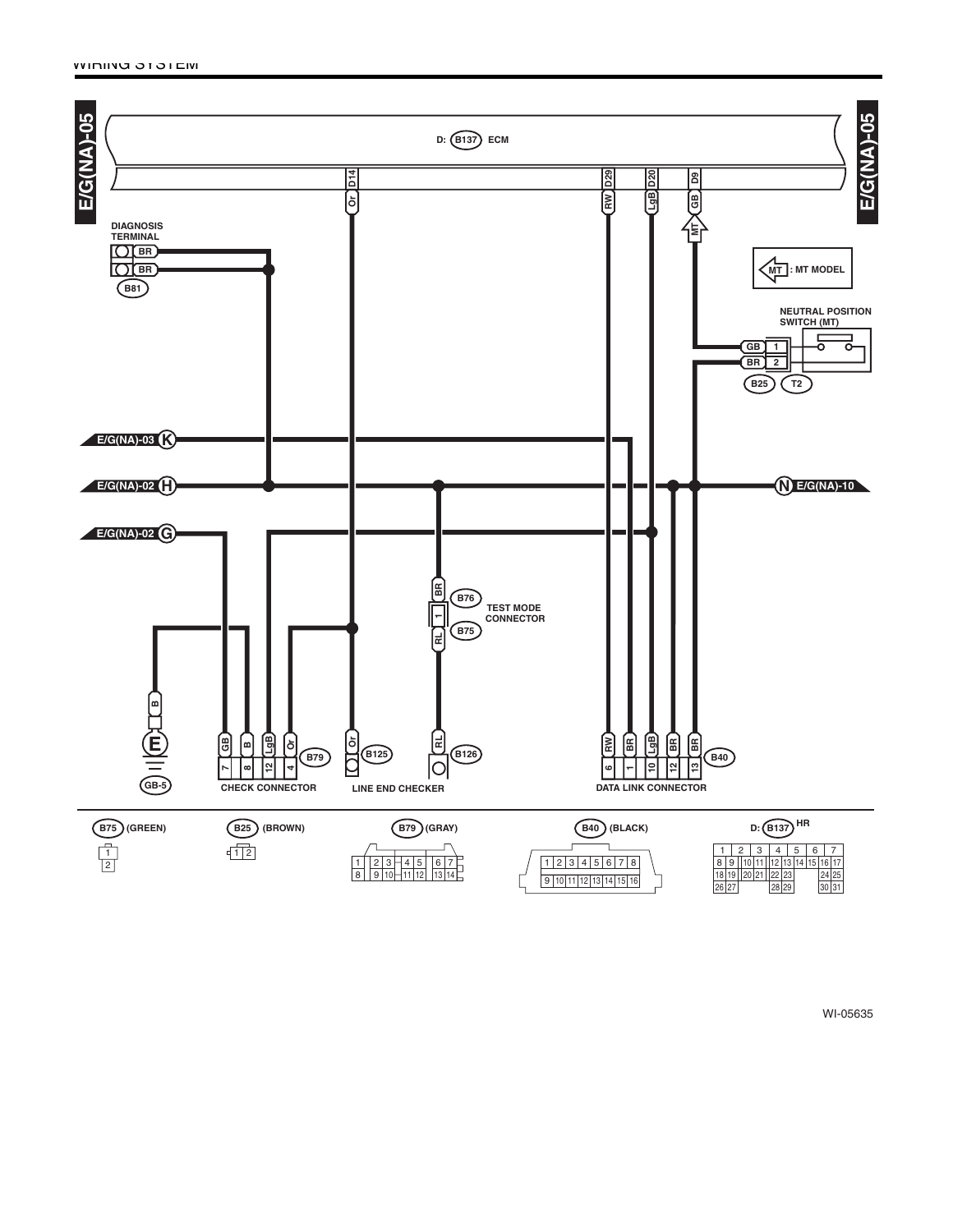E/G(NA)-05

D: B137 ECM

DIAGNOSIS TERMINAL

B81

NEUTRAL POSITION SWITCH (MT)

MT : MT MODEL

B25 T2

E/G(NA)-03 K

E/G(NA)-02 H

E/G(NA)-10 N

E/G(NA)-02 G

B76

TEST MODE CONNECTOR

B75

GB-5

B79

CHECK CONNECTOR

B125

LINE END CHECKER

B126

B40

DATA LINK CONNECTOR

B75 (GREEN)

B25 (BROWN)

B79 (GRAY)

B40 (BLACK)

D: B137 HR

WI-05635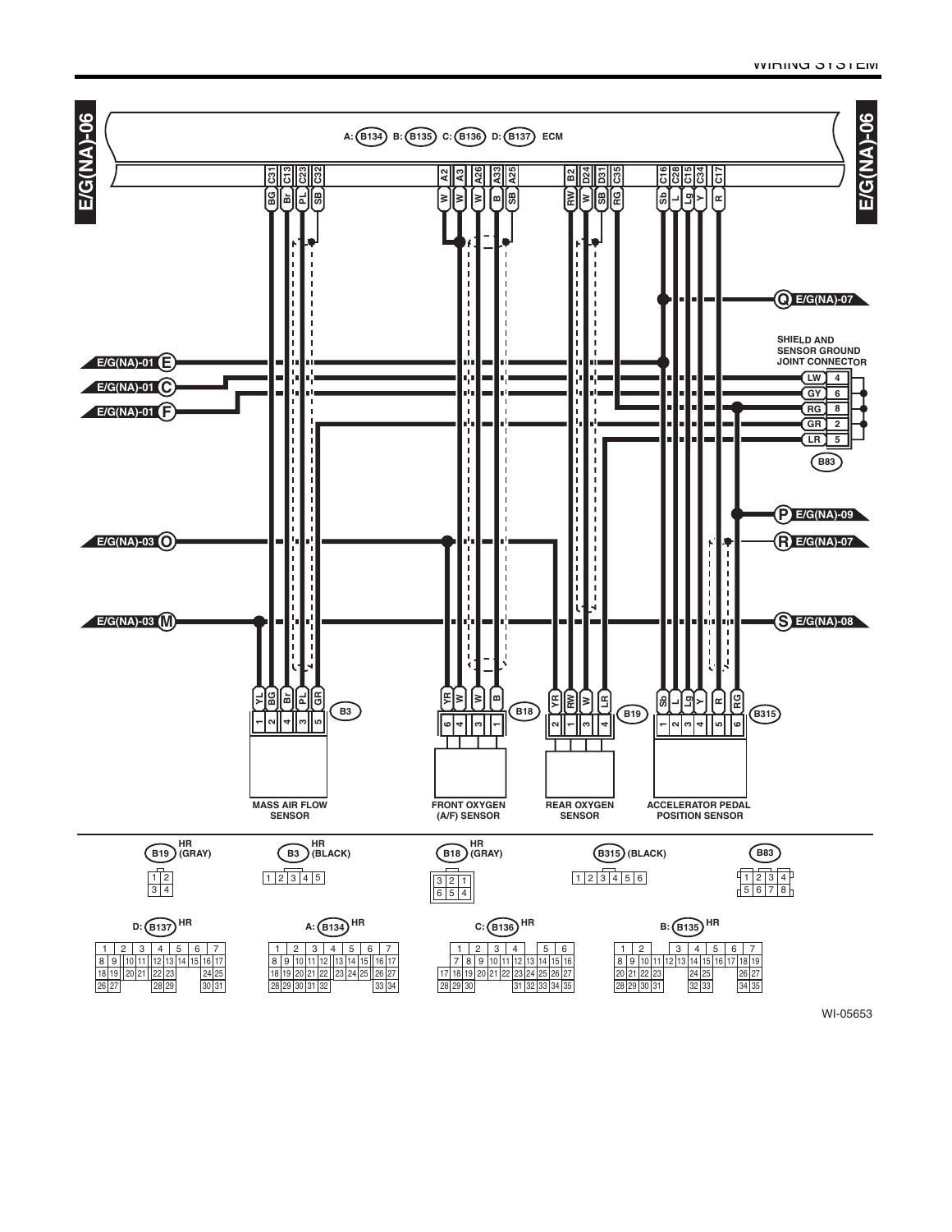E/G(NA)-06

A: B134 B: B135 C: B136 D: B137 ECM

| ECM terminal | Wire color | Connects to |
|---|---|---|
| C31 | BG | B3 (MASS AIR FLOW SENSOR) 2 |
| C13 | Br | B3 (MASS AIR FLOW SENSOR) 4 |
| C23 | PL | B3 (MASS AIR FLOW SENSOR) 3 |
| C32 | SB | Shield |
| A2 | W | B18 (FRONT OXYGEN (A/F) SENSOR) |
| A3 | W | B18 (FRONT OXYGEN (A/F) SENSOR) |
| A26 | W | B18 (FRONT OXYGEN (A/F) SENSOR) 3 |
| A33 | B | B18 (FRONT OXYGEN (A/F) SENSOR) 1 |
| A25 | SB | Shield |
| B2 | RW | B19 (REAR OXYGEN SENSOR) 1 |
| D24 | W | B19 (REAR OXYGEN SENSOR) 3 |
| D31 | SB | Shield |
| C35 | RG | B83 |
| C16 | Sb | B315 (ACCELERATOR PEDAL POSITION SENSOR) 1 |
| C28 | L | B315 (ACCELERATOR PEDAL POSITION SENSOR) 2 |
| C15 | Lg | B315 (ACCELERATOR PEDAL POSITION SENSOR) 3 |
| C34 | Y | B315 (ACCELERATOR PEDAL POSITION SENSOR) 4 |
| C17 | R | B315 (ACCELERATOR PEDAL POSITION SENSOR) 5 |

E/G(NA)-01 E
E/G(NA)-01 C
E/G(NA)-01 F
E/G(NA)-03 O
E/G(NA)-03 M

Q E/G(NA)-07
P E/G(NA)-09
R E/G(NA)-07
S E/G(NA)-08

SHIELD AND SENSOR GROUND JOINT CONNECTOR (B83)

| Wire color | Terminal |
|---|---|
| LW | 4 |
| GY | 6 |
| RG | 8 |
| GR | 2 |
| LR | 5 |

B3 MASS AIR FLOW SENSOR

| Terminal | 1 | 2 | 4 | 3 | 5 |
|---|---|---|---|---|---|
| Wire color | YL | BG | Br | PL | GR |

B18 FRONT OXYGEN (A/F) SENSOR

| Terminal | 6 | 4 | 3 | 1 |
|---|---|---|---|---|
| Wire color | YR | W | W | B |

B19 REAR OXYGEN SENSOR

| Terminal | 2 | 1 | 3 | 4 |
|---|---|---|---|---|
| Wire color | YR | RW | W | LR |

B315 ACCELERATOR PEDAL POSITION SENSOR

| Terminal | 1 | 2 | 3 | 4 | 5 | 6 |
|---|---|---|---|---|---|---|
| Wire color | Sb | L | Lg | Y | R | RG |

Connector views:

- B19 HR (GRAY): 1 2 / 3 4
- B3 HR (BLACK): 1 2 3 4 5
- B18 HR (GRAY): 3 2 1 / 6 5 4
- B315 (BLACK): 1 2 3 4 5 6
- B83: 1 2 3 4 / 5 6 7 8
- D: B137 HR: 1–7 / 8–17 / 18–25 / 26 27 28 29 30 31
- A: B134 HR: 1–7 / 8–17 / 18–27 / 28 29 30 31 32 33 34
- C: B136 HR: 1 2 3 4 5 6 / 7–16 / 17–27 / 28 29 30 31 32 33 34 35
- B: B135 HR: 1 2 3 4 5 6 7 / 8–19 / 20 21 22 23 24 25 26 27 / 28 29 30 31 32 33 34 35

WI-05653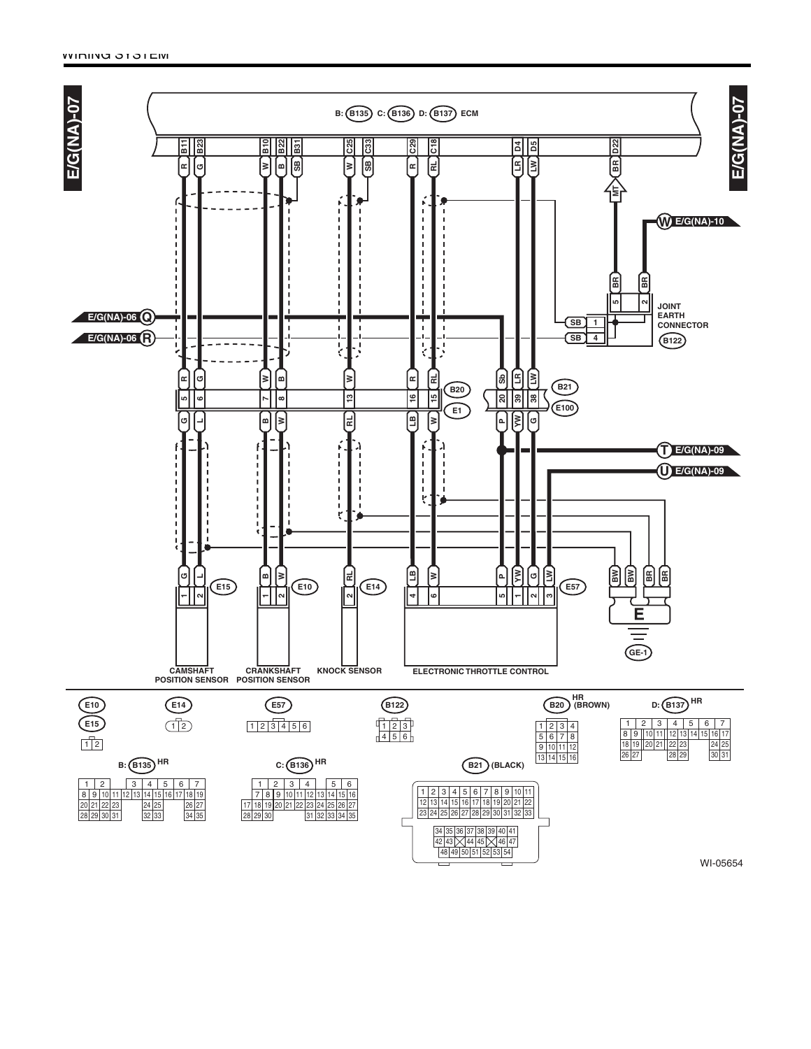E/G(NA)-07

B: (B135) C: (B136) D: (B137) ECM

| ECM pin | B11 | B23 | B10 | B22 | B31 | C25 | C33 | C29 | C18 | D4 | D5 | D22 |
|---|---|---|---|---|---|---|---|---|---|---|---|---|
| Wire color | R | G | W | B | SB | W | SB | R | RL | LR | LW | BR |

E/G(NA)-06 Q

E/G(NA)-06 R

E/G(NA)-10 W

JOINT EARTH CONNECTOR (B122)

E/G(NA)-09 T

E/G(NA)-09 U

B20 / E1

B21 / E100

E15 — CAMSHAFT POSITION SENSOR

E10 — CRANKSHAFT POSITION SENSOR

E14 — KNOCK SENSOR

E57 — ELECTRONIC THROTTLE CONTROL

E — GE-1

E10, E15: 1 2

E14: 1 2

E57: 1 2 3 4 5 6

B122: 1 2 3 / 4 5 6

B20 HR (BROWN): 1 2 3 4 / 5 6 7 8 / 9 10 11 12 / 13 14 15 16

D: (B137) HR: 1 2 3 4 5 6 7 / 8 9 10 11 12 13 14 15 16 17 / 18 19 20 21 22 23 24 25 / 26 27 28 29 30 31

B: (B135) HR: 1 2 3 4 5 6 7 / 8 9 10 11 12 13 14 15 16 17 18 19 / 20 21 22 23 24 25 26 27 / 28 29 30 31 32 33 34 35

C: (B136) HR: 1 2 3 4 5 6 / 7 8 9 10 11 12 13 14 15 16 / 17 18 19 20 21 22 23 24 25 26 27 / 28 29 30 31 32 33 34 35

B21 (BLACK): 1 2 3 4 5 6 7 8 9 10 11 / 12 13 14 15 16 17 18 19 20 21 22 / 23 24 25 26 27 28 29 30 31 32 33 / 34 35 36 37 38 39 40 41 / 42 43 44 45 46 47 / 48 49 50 51 52 53 54

WI-05654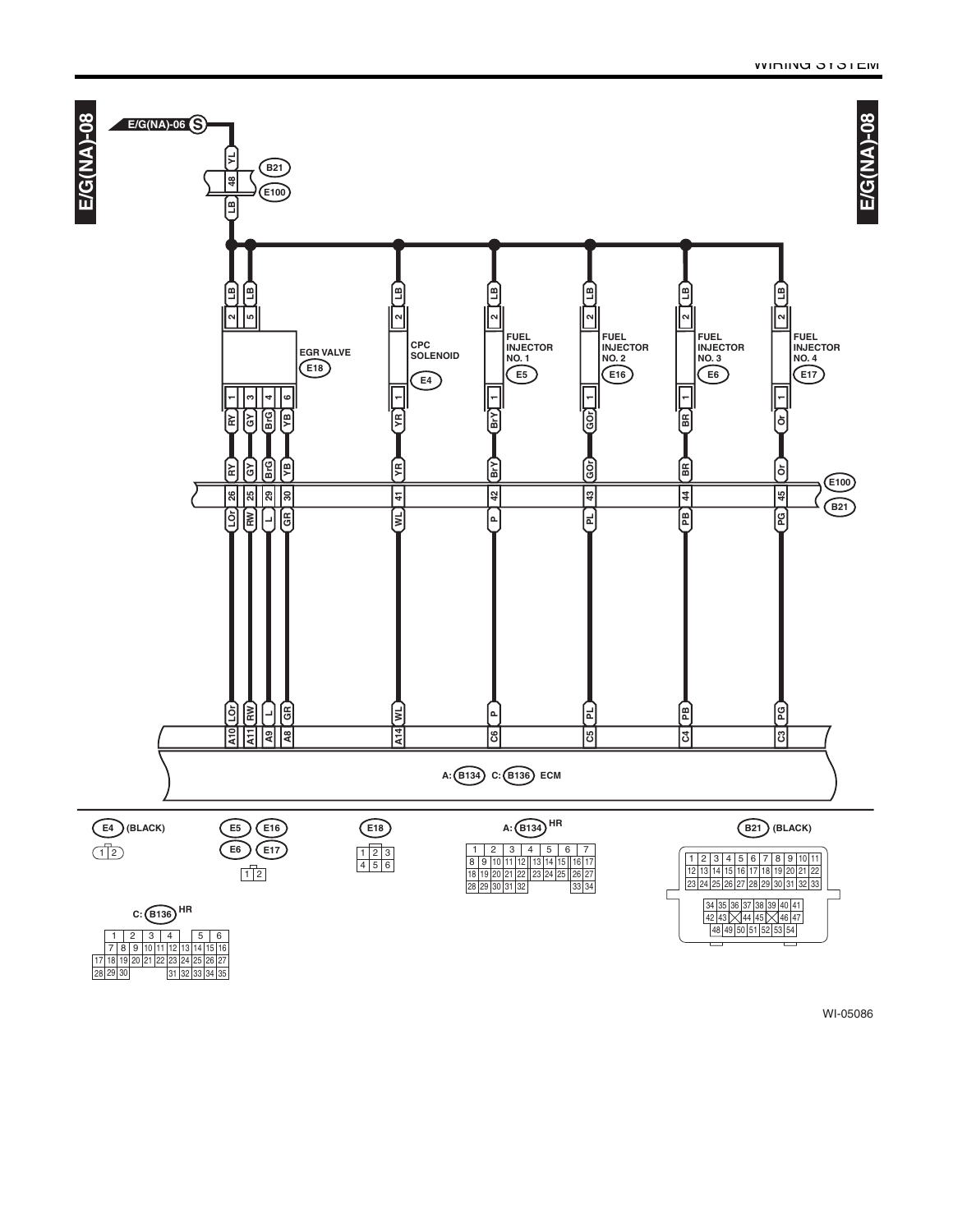E/G(NA)-08

E/G(NA)-06 (S)

YL — 48 — LB (B21 / E100)

| Component | Connector | Terminal | Wire | E100/B21 pin | Wire | ECM terminal |
|---|---|---|---|---|---|---|
| EGR VALVE | E18 | 2 | LB | | | |
| EGR VALVE | E18 | 5 | LB | | | |
| EGR VALVE | E18 | 1 | RY | 26 | LOr | A10 |
| EGR VALVE | E18 | 3 | GY | 25 | RW | A11 |
| EGR VALVE | E18 | 4 | BrG | 29 | L | A9 |
| EGR VALVE | E18 | 6 | YB | 30 | GR | A8 |
| CPC SOLENOID | E4 | 2 | LB | | | |
| CPC SOLENOID | E4 | 1 | YR | 41 | WL | A14 |
| FUEL INJECTOR NO. 1 | E5 | 2 | LB | | | |
| FUEL INJECTOR NO. 1 | E5 | 1 | BrY | 42 | P | C6 |
| FUEL INJECTOR NO. 2 | E16 | 2 | LB | | | |
| FUEL INJECTOR NO. 2 | E16 | 1 | GOr | 43 | PL | C5 |
| FUEL INJECTOR NO. 3 | E6 | 2 | LB | | | |
| FUEL INJECTOR NO. 3 | E6 | 1 | BR | 44 | PB | C4 |
| FUEL INJECTOR NO. 4 | E17 | 2 | LB | | | |
| FUEL INJECTOR NO. 4 | E17 | 1 | Or | 45 | PG | C3 |

A: (B134) C: (B136) ECM

**Connectors:**

- E4 (BLACK): 1 2
- E5, E16, E6, E17: 1 2
- E18: 1 2 3 / 4 5 6
- A: (B134) HR: 1 2 3 4 5 6 7 / 8 9 10 11 12 13 14 15 16 17 / 18 19 20 21 22 23 24 25 26 27 / 28 29 30 31 32 33 34
- B21 (BLACK): 1 2 3 4 5 6 7 8 9 10 11 / 12 13 14 15 16 17 18 19 20 21 22 / 23 24 25 26 27 28 29 30 31 32 33 / 34 35 36 37 38 39 40 41 / 42 43 44 45 46 47 / 48 49 50 51 52 53 54
- C: (B136) HR: 1 2 3 4 5 6 / 7 8 9 10 11 12 13 14 15 16 / 17 18 19 20 21 22 23 24 25 26 27 / 28 29 30 31 32 33 34 35

WI-05086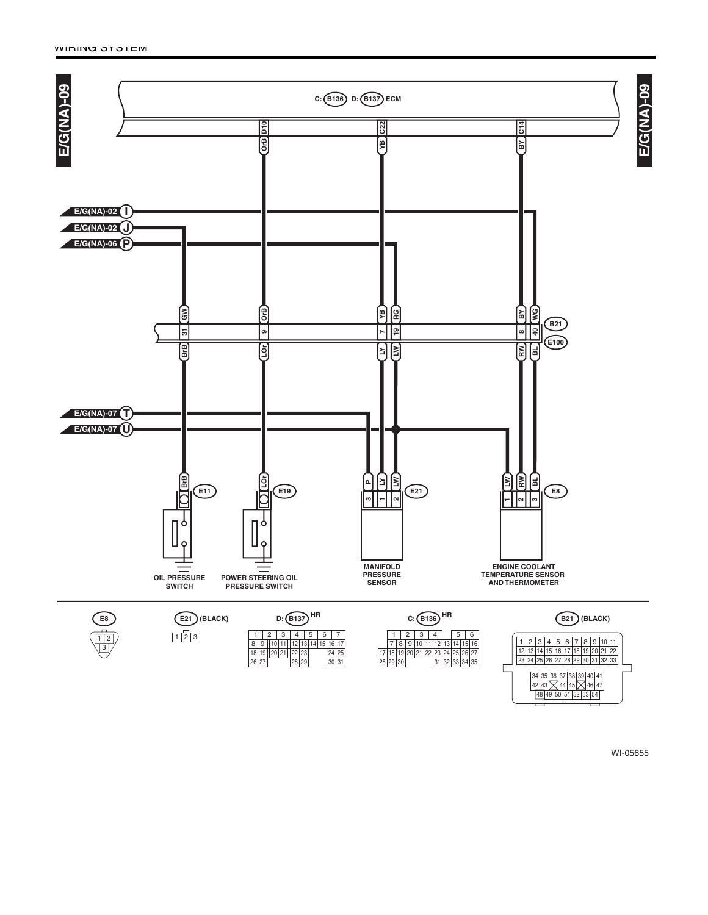E/G(NA)-09

C: B136 D: B137 ECM

| ECM terminal | Wire color | B21/E100 pin | Wire color (engine side) | Destination |
| --- | --- | --- | --- | --- |
| — | GW (from E/G(NA)-02 J) | 31 | BrB | E11 Oil pressure switch |
| D10 | OrB | 9 | LOr | E19 Power steering oil pressure switch |
| C22 | YB | 7 | LY | E21-1 Manifold pressure sensor |
| — | RG (from E/G(NA)-06 P) | 19 | LW | E21-2 Manifold pressure sensor |
| C14 | BY | 8 | RW | E8-2 Engine coolant temperature sensor and thermometer |
| — | WG (from E/G(NA)-02 I) | 40 | BL | E8-3 Engine coolant temperature sensor and thermometer |

E/G(NA)-07 T — P — E21-3 Manifold pressure sensor

E/G(NA)-07 U — LW — E21-2 Manifold pressure sensor, E8-1 Engine coolant temperature sensor and thermometer

OIL PRESSURE SWITCH

POWER STEERING OIL PRESSURE SWITCH

MANIFOLD PRESSURE SENSOR

ENGINE COOLANT TEMPERATURE SENSOR AND THERMOMETER

E8

E21 (BLACK)

D: B137 HR

C: B136 HR

B21 (BLACK)

WI-05655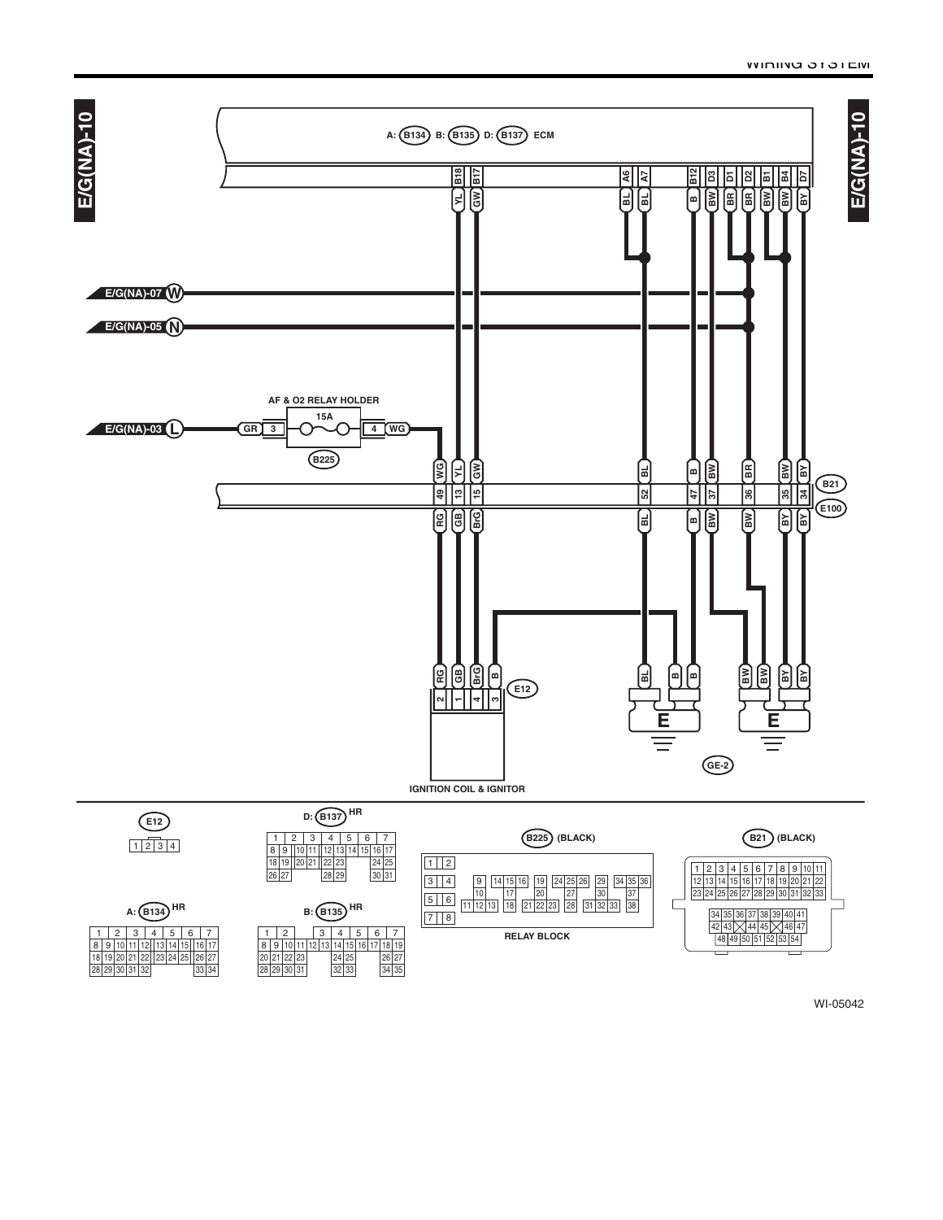E/G(NA)-10

A: B134 B: B135 D: B137 ECM

B18 B17 A6 A7 B12 D3 D1 D2 B1 B4 D7

YL GW BL BL B BW BR BR BW BW BY

E/G(NA)-07 W

E/G(NA)-05 N

AF & O2 RELAY HOLDER

15A

E/G(NA)-03 L GR 3 4 WG

B225

WG YL GW BL B BW BR BW BY

49 13 15 52 47 37 36 35 34 B21

E100

RG GB BrG BL B BW BW BY BY

RG GB BrG B BL B B BW BW BY BY

2 1 4 3 E12

E E

GE-2

IGNITION COIL & IGNITOR

E12

| 1 | 2 | 3 | 4 |
|---|---|---|---|

D: B137 HR

| 1 | 2 | 3 | 4 | 5 | 6 | 7 |
|---|---|---|---|---|---|---|
| 8 | 9 | 10 11 | 12 13 | 14 15 | 16 | 17 |
| 18 | 19 | 20 21 | 22 23 | | 24 | 25 |
| 26 | 27 | | 28 29 | | 30 | 31 |

A: B134 HR

| 1 | 2 | 3 | 4 | 5 | 6 | 7 |
|---|---|---|---|---|---|---|
| 8 | 9 | 10 11 12 | 13 14 15 | | 16 | 17 |
| 18 | 19 | 20 21 22 | 23 24 25 | | 26 | 27 |
| 28 | 29 | 30 31 32 | | | 33 | 34 |

B: B135 HR

| 1 | 2 | | 3 | 4 | 5 | 6 | 7 |
|---|---|---|---|---|---|---|---|
| 8 | 9 | 10 11 | 12 13 | 14 15 | 16 | 17 18 | 19 |
| 20 | 21 | 22 23 | | 24 25 | | 26 | 27 |
| 28 | 29 | 30 31 | | 32 33 | | 34 | 35 |

B225 (BLACK)

1 2 3 4 5 6 7 8 9 10 11 12 13 14 15 16 17 18 19 20 21 22 23 24 25 26 27 28 29 30 31 32 33 34 35 36 37 38

RELAY BLOCK

B21 (BLACK)

| 1 | 2 | 3 | 4 | 5 | 6 | 7 | 8 | 9 | 10 | 11 |
|---|---|---|---|---|---|---|---|---|---|---|
| 12 | 13 | 14 | 15 | 16 | 17 | 18 | 19 | 20 | 21 | 22 |
| 23 | 24 | 25 | 26 | 27 | 28 | 29 | 30 | 31 | 32 | 33 |

| 34 | 35 | 36 | 37 | 38 | 39 | 40 | 41 |
|---|---|---|---|---|---|---|---|
| 42 | 43 | X | 44 | 45 | X | 46 | 47 |
| 48 | 49 | 50 | 51 | 52 | 53 | 54 | |

WI-05042